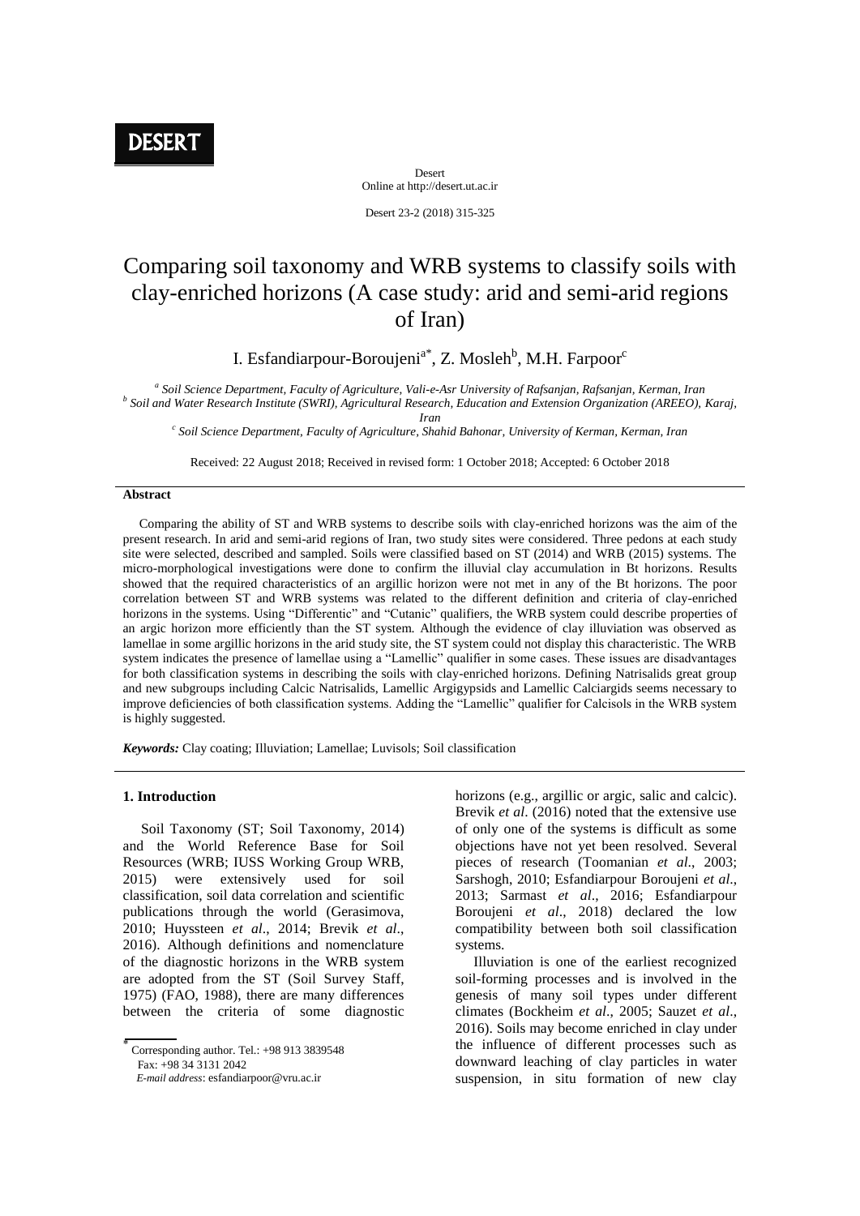# Comparing soil taxonomy and WRB systems to classify soils with clay-enriched horizons (A case study: arid and semi-arid regions of Iran)

I. Esfandiarpour-Boroujeni[a*], Z. Mosleh[b], M.H. Farpoor[c]

[a] *Soil Science Department, Faculty of Agriculture, Vali-e-Asr University of Rafsanjan, Rafsanjan, Kerman, Iran*
[b] *Soil and Water Research Institute (SWRI), Agricultural Research, Education and Extension Organization (AREEO), Karaj, Iran*
[c] *Soil Science Department, Faculty of Agriculture, Shahid Bahonar, University of Kerman, Kerman, Iran*

Received: 22 August 2018; Received in revised form: 1 October 2018; Accepted: 6 October 2018

## Abstract

Comparing the ability of ST and WRB systems to describe soils with clay-enriched horizons was the aim of the present research. In arid and semi-arid regions of Iran, two study sites were considered. Three pedons at each study site were selected, described and sampled. Soils were classified based on ST (2014) and WRB (2015) systems. The micro-morphological investigations were done to confirm the illuvial clay accumulation in Bt horizons. Results showed that the required characteristics of an argillic horizon were not met in any of the Bt horizons. The poor correlation between ST and WRB systems was related to the different definition and criteria of clay-enriched horizons in the systems. Using "Differentic" and "Cutanic" qualifiers, the WRB system could describe properties of an argic horizon more efficiently than the ST system. Although the evidence of clay illuviation was observed as lamellae in some argillic horizons in the arid study site, the ST system could not display this characteristic. The WRB system indicates the presence of lamellae using a "Lamellic" qualifier in some cases. These issues are disadvantages for both classification systems in describing the soils with clay-enriched horizons. Defining Natrisalids great group and new subgroups including Calcic Natrisalids, Lamellic Argigypsids and Lamellic Calciargids seems necessary to improve deficiencies of both classification systems. Adding the "Lamellic" qualifier for Calcisols in the WRB system is highly suggested.

***Keywords:*** Clay coating; Illuviation; Lamellae; Luvisols; Soil classification

## 1. Introduction

Soil Taxonomy (ST; Soil Taxonomy, 2014) and the World Reference Base for Soil Resources (WRB; IUSS Working Group WRB, 2015) were extensively used for soil classification, soil data correlation and scientific publications through the world (Gerasimova, 2010; Huyssteen *et al*., 2014; Brevik *et al*., 2016). Although definitions and nomenclature of the diagnostic horizons in the WRB system are adopted from the ST (Soil Survey Staff, 1975) (FAO, 1988), there are many differences between the criteria of some diagnostic horizons (e.g., argillic or argic, salic and calcic). Brevik *et al*. (2016) noted that the extensive use of only one of the systems is difficult as some objections have not yet been resolved. Several pieces of research (Toomanian *et al*., 2003; Sarshogh, 2010; Esfandiarpour Boroujeni *et al*., 2013; Sarmast *et al*., 2016; Esfandiarpour Boroujeni *et al*., 2018) declared the low compatibility between both soil classification systems.

Illuviation is one of the earliest recognized soil-forming processes and is involved in the genesis of many soil types under different climates (Bockheim *et al*., 2005; Sauzet *et al*., 2016). Soils may become enriched in clay under the influence of different processes such as downward leaching of clay particles in water suspension, in situ formation of new clay

\* Corresponding author. Tel.: +98 913 3839548
Fax: +98 34 3131 2042
*E-mail address*: esfandiarpoor@vru.ac.ir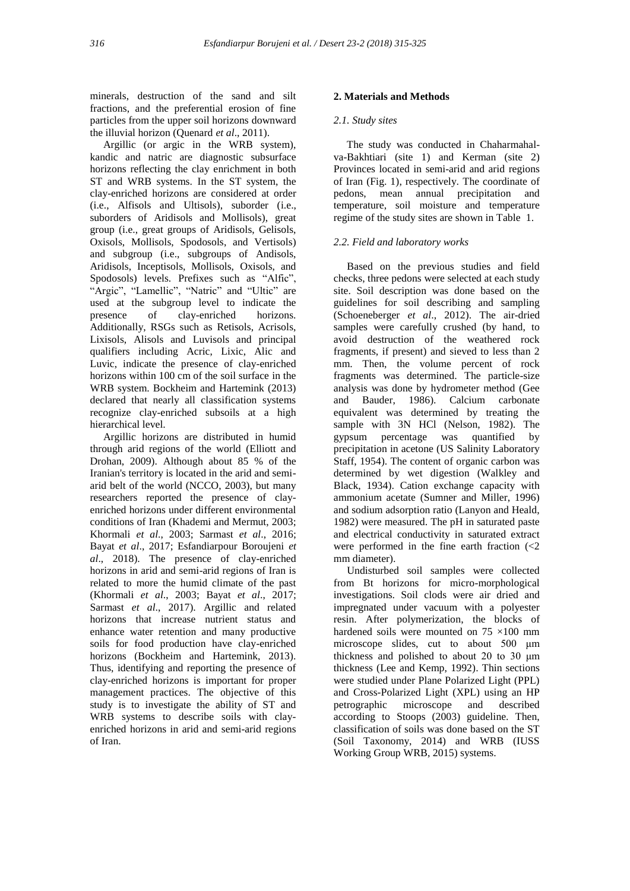minerals, destruction of the sand and silt fractions, and the preferential erosion of fine particles from the upper soil horizons downward the illuvial horizon (Quenard *et al*., 2011).

Argillic (or argic in the WRB system), kandic and natric are diagnostic subsurface horizons reflecting the clay enrichment in both ST and WRB systems. In the ST system, the clay-enriched horizons are considered at order (i.e., Alfisols and Ultisols), suborder (i.e., suborders of Aridisols and Mollisols), great group (i.e., great groups of Aridisols, Gelisols, Oxisols, Mollisols, Spodosols, and Vertisols) and subgroup (i.e., subgroups of Andisols, Aridisols, Inceptisols, Mollisols, Oxisols, and Spodosols) levels. Prefixes such as "Alfic", "Argic", "Lamellic", "Natric" and "Ultic" are used at the subgroup level to indicate the presence of clay-enriched horizons. Additionally, RSGs such as Retisols, Acrisols, Lixisols, Alisols and Luvisols and principal qualifiers including Acric, Lixic, Alic and Luvic, indicate the presence of clay-enriched horizons within 100 cm of the soil surface in the WRB system. Bockheim and Hartemink (2013) declared that nearly all classification systems recognize clay-enriched subsoils at a high hierarchical level.

Argillic horizons are distributed in humid through arid regions of the world (Elliott and Drohan, 2009). Although about 85 % of the Iranian's territory is located in the arid and semi-arid belt of the world (NCCO, 2003), but many researchers reported the presence of clay-enriched horizons under different environmental conditions of Iran (Khademi and Mermut, 2003; Khormali *et al*., 2003; Sarmast *et al*., 2016; Bayat *et al*., 2017; Esfandiarpour Boroujeni *et al*., 2018). The presence of clay-enriched horizons in arid and semi-arid regions of Iran is related to more the humid climate of the past (Khormali *et al*., 2003; Bayat *et al*., 2017; Sarmast *et al*., 2017). Argillic and related horizons that increase nutrient status and enhance water retention and many productive soils for food production have clay-enriched horizons (Bockheim and Hartemink, 2013). Thus, identifying and reporting the presence of clay-enriched horizons is important for proper management practices. The objective of this study is to investigate the ability of ST and WRB systems to describe soils with clay-enriched horizons in arid and semi-arid regions of Iran.

## 2. Materials and Methods

### *2.1. Study sites*

The study was conducted in Chaharmahal-va-Bakhtiari (site 1) and Kerman (site 2) Provinces located in semi-arid and arid regions of Iran (Fig. 1), respectively. The coordinate of pedons, mean annual precipitation and temperature, soil moisture and temperature regime of the study sites are shown in Table 1.

### *2.2. Field and laboratory works*

Based on the previous studies and field checks, three pedons were selected at each study site. Soil description was done based on the guidelines for soil describing and sampling (Schoeneberger *et al*., 2012). The air-dried samples were carefully crushed (by hand, to avoid destruction of the weathered rock fragments, if present) and sieved to less than 2 mm. Then, the volume percent of rock fragments was determined. The particle-size analysis was done by hydrometer method (Gee and Bauder, 1986). Calcium carbonate equivalent was determined by treating the sample with 3N HCl (Nelson, 1982). The gypsum percentage was quantified by precipitation in acetone (US Salinity Laboratory Staff, 1954). The content of organic carbon was determined by wet digestion (Walkley and Black, 1934). Cation exchange capacity with ammonium acetate (Sumner and Miller, 1996) and sodium adsorption ratio (Lanyon and Heald, 1982) were measured. The pH in saturated paste and electrical conductivity in saturated extract were performed in the fine earth fraction (<2 mm diameter).

Undisturbed soil samples were collected from Bt horizons for micro-morphological investigations. Soil clods were air dried and impregnated under vacuum with a polyester resin. After polymerization, the blocks of hardened soils were mounted on 75 ×100 mm microscope slides, cut to about 500 μm thickness and polished to about 20 to 30 μm thickness (Lee and Kemp, 1992). Thin sections were studied under Plane Polarized Light (PPL) and Cross-Polarized Light (XPL) using an HP petrographic microscope and described according to Stoops (2003) guideline. Then, classification of soils was done based on the ST (Soil Taxonomy, 2014) and WRB (IUSS Working Group WRB, 2015) systems.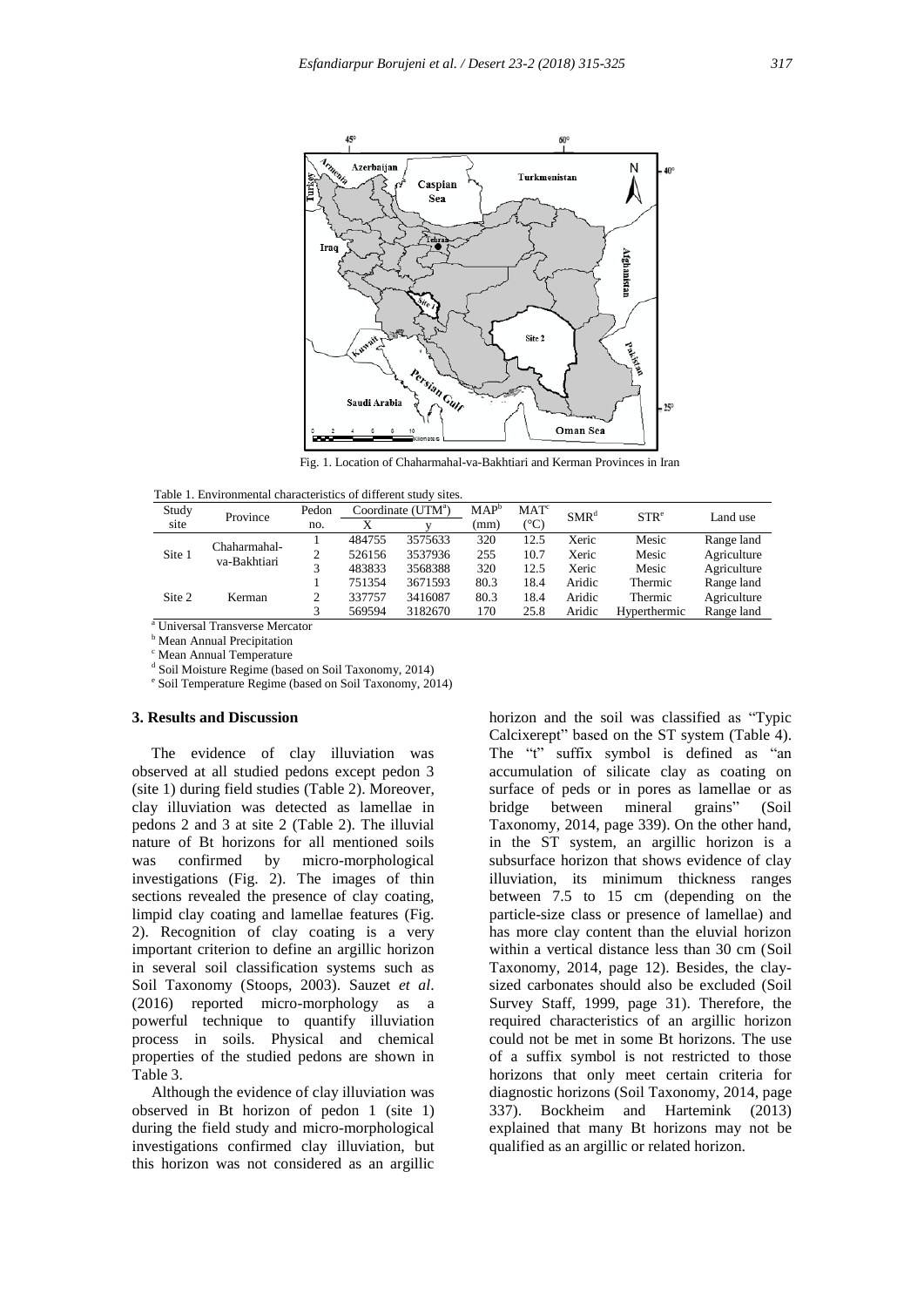Fig. 1. Location of Chaharmahal-va-Bakhtiari and Kerman Provinces in Iran

Table 1. Environmental characteristics of different study sites.

| Study site | Province | Pedon no. | Coordinate (UTM[a]) | | MAP[b] (mm) | MAT[c] (°C) | SMR[d] | STR[e] | Land use |
|---|---|---|---|---|---|---|---|---|---|
| | | | X | y | | | | | |
| Site 1 | Chaharmahal-va-Bakhtiari | 1 | 484755 | 3575633 | 320 | 12.5 | Xeric | Mesic | Range land |
| | | 2 | 526156 | 3537936 | 255 | 10.7 | Xeric | Mesic | Agriculture |
| | | 3 | 483833 | 3568388 | 320 | 12.5 | Xeric | Mesic | Agriculture |
| Site 2 | Kerman | 1 | 751354 | 3671593 | 80.3 | 18.4 | Aridic | Thermic | Range land |
| | | 2 | 337757 | 3416087 | 80.3 | 18.4 | Aridic | Thermic | Agriculture |
| | | 3 | 569594 | 3182670 | 170 | 25.8 | Aridic | Hyperthermic | Range land |

[a] Universal Transverse Mercator
[b] Mean Annual Precipitation
[c] Mean Annual Temperature
[d] Soil Moisture Regime (based on Soil Taxonomy, 2014)
[e] Soil Temperature Regime (based on Soil Taxonomy, 2014)

### 3. Results and Discussion

The evidence of clay illuviation was observed at all studied pedons except pedon 3 (site 1) during field studies (Table 2). Moreover, clay illuviation was detected as lamellae in pedons 2 and 3 at site 2 (Table 2). The illuvial nature of Bt horizons for all mentioned soils was confirmed by micro-morphological investigations (Fig. 2). The images of thin sections revealed the presence of clay coating, limpid clay coating and lamellae features (Fig. 2). Recognition of clay coating is a very important criterion to define an argillic horizon in several soil classification systems such as Soil Taxonomy (Stoops, 2003). Sauzet *et al*. (2016) reported micro-morphology as a powerful technique to quantify illuviation process in soils. Physical and chemical properties of the studied pedons are shown in Table 3.

Although the evidence of clay illuviation was observed in Bt horizon of pedon 1 (site 1) during the field study and micro-morphological investigations confirmed clay illuviation, but this horizon was not considered as an argillic horizon and the soil was classified as "Typic Calcixerept" based on the ST system (Table 4). The "t" suffix symbol is defined as "an accumulation of silicate clay as coating on surface of peds or in pores as lamellae or as bridge between mineral grains" (Soil Taxonomy, 2014, page 339). On the other hand, in the ST system, an argillic horizon is a subsurface horizon that shows evidence of clay illuviation, its minimum thickness ranges between 7.5 to 15 cm (depending on the particle-size class or presence of lamellae) and has more clay content than the eluvial horizon within a vertical distance less than 30 cm (Soil Taxonomy, 2014, page 12). Besides, the clay-sized carbonates should also be excluded (Soil Survey Staff, 1999, page 31). Therefore, the required characteristics of an argillic horizon could not be met in some Bt horizons. The use of a suffix symbol is not restricted to those horizons that only meet certain criteria for diagnostic horizons (Soil Taxonomy, 2014, page 337). Bockheim and Hartemink (2013) explained that many Bt horizons may not be qualified as an argillic or related horizon.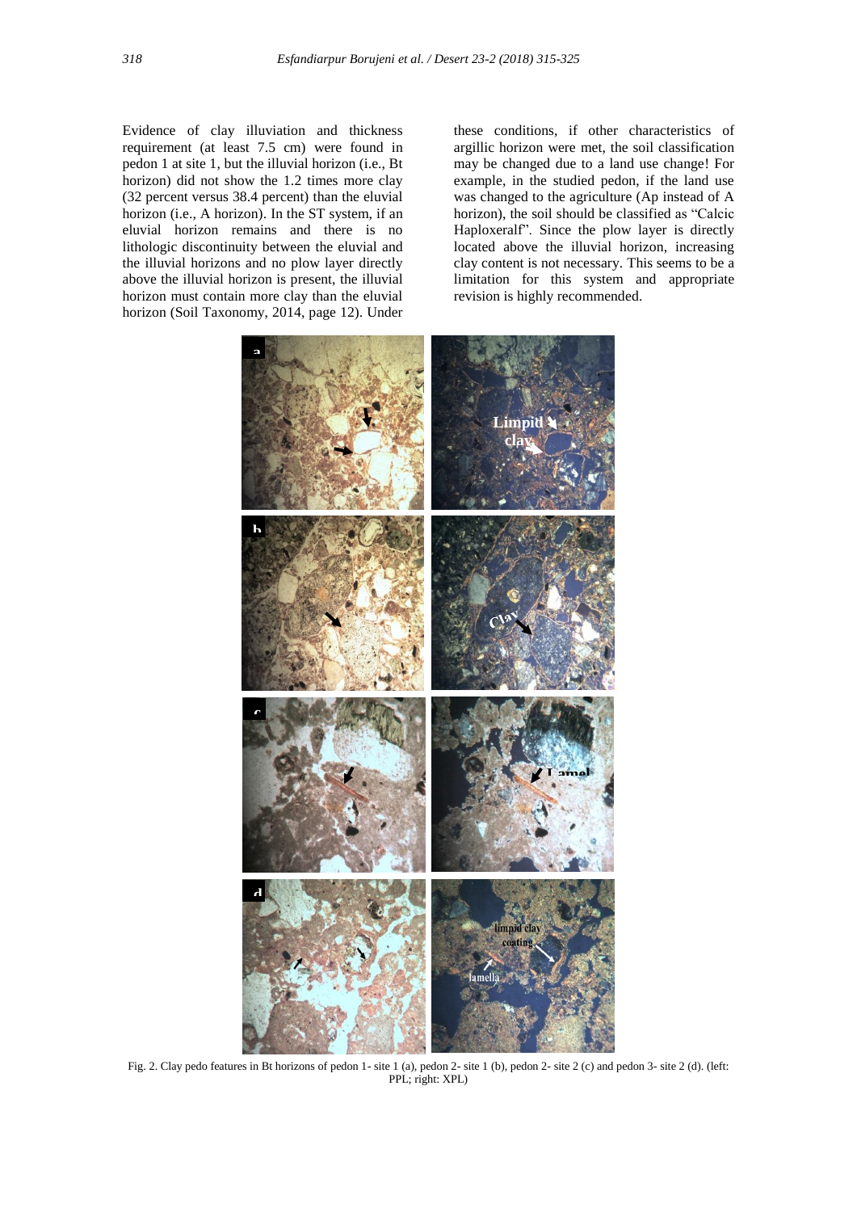Evidence of clay illuviation and thickness requirement (at least 7.5 cm) were found in pedon 1 at site 1, but the illuvial horizon (i.e., Bt horizon) did not show the 1.2 times more clay (32 percent versus 38.4 percent) than the eluvial horizon (i.e., A horizon). In the ST system, if an eluvial horizon remains and there is no lithologic discontinuity between the eluvial and the illuvial horizons and no plow layer directly above the illuvial horizon is present, the illuvial horizon must contain more clay than the eluvial horizon (Soil Taxonomy, 2014, page 12). Under these conditions, if other characteristics of argillic horizon were met, the soil classification may be changed due to a land use change! For example, in the studied pedon, if the land use was changed to the agriculture (Ap instead of A horizon), the soil should be classified as "Calcic Haploxeralf". Since the plow layer is directly located above the illuvial horizon, increasing clay content is not necessary. This seems to be a limitation for this system and appropriate revision is highly recommended.

Fig. 2. Clay pedo features in Bt horizons of pedon 1- site 1 (a), pedon 2- site 1 (b), pedon 2- site 2 (c) and pedon 3- site 2 (d). (left: PPL; right: XPL)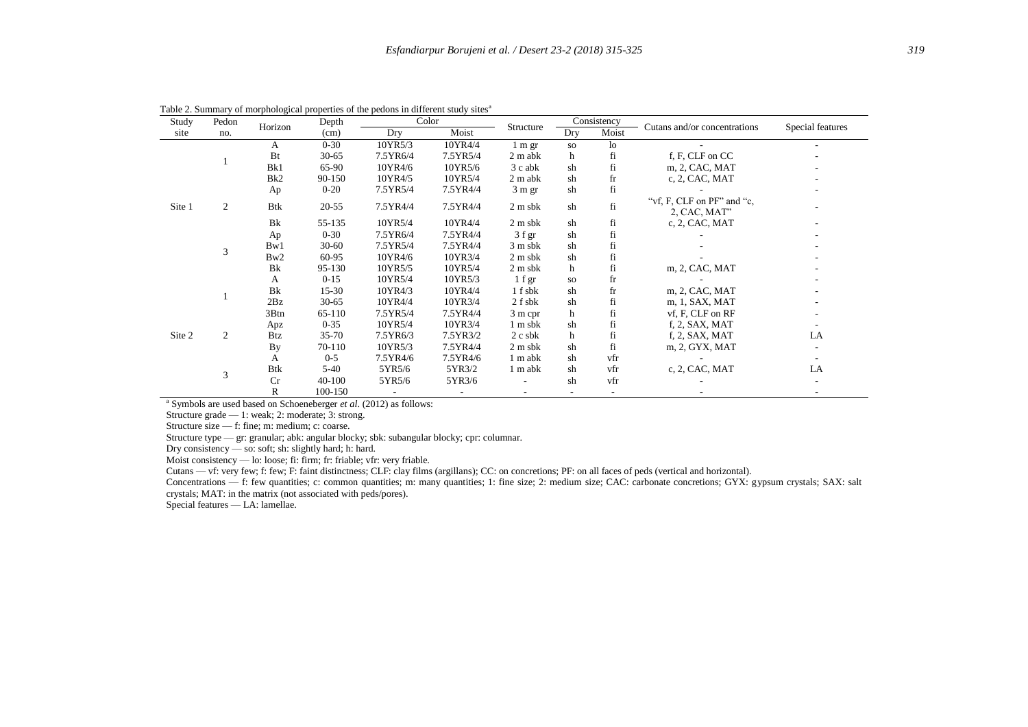Table 2. Summary of morphological properties of the pedons in different study sites[a]

| Study site | Pedon no. | Horizon | Depth (cm) | Color | | Structure | Consistency | | Cutans and/or concentrations | Special features |
|---|---|---|---|---|---|---|---|---|---|---|
| | | | | Dry | Moist | | Dry | Moist | | |
| Site 1 | 1 | A | 0-30 | 10YR5/3 | 10YR4/4 | 1 m gr | so | lo | - | - |
| | | Bt | 30-65 | 7.5YR6/4 | 7.5YR5/4 | 2 m abk | h | fi | f, F, CLF on CC | - |
| | | Bk1 | 65-90 | 10YR4/6 | 10YR5/6 | 3 c abk | sh | fi | m, 2, CAC, MAT | - |
| | | Bk2 | 90-150 | 10YR4/5 | 10YR5/4 | 2 m abk | sh | fr | c, 2, CAC, MAT | - |
| | 2 | Ap | 0-20 | 7.5YR5/4 | 7.5YR4/4 | 3 m gr | sh | fi | - | - |
| | | Btk | 20-55 | 7.5YR4/4 | 7.5YR4/4 | 2 m sbk | sh | fi | "vf, F, CLF on PF" and "c, 2, CAC, MAT" | - |
| | | Bk | 55-135 | 10YR5/4 | 10YR4/4 | 2 m sbk | sh | fi | c, 2, CAC, MAT | - |
| | 3 | Ap | 0-30 | 7.5YR6/4 | 7.5YR4/4 | 3 f gr | sh | fi | - | - |
| | | Bw1 | 30-60 | 7.5YR5/4 | 7.5YR4/4 | 3 m sbk | sh | fi | - | - |
| | | Bw2 | 60-95 | 10YR4/6 | 10YR3/4 | 2 m sbk | sh | fi | - | - |
| | | Bk | 95-130 | 10YR5/5 | 10YR5/4 | 2 m sbk | h | fi | m, 2, CAC, MAT | - |
| Site 2 | 1 | A | 0-15 | 10YR5/4 | 10YR5/3 | 1 f gr | so | fr | - | - |
| | | Bk | 15-30 | 10YR4/3 | 10YR4/4 | 1 f sbk | sh | fr | m, 2, CAC, MAT | - |
| | | 2Bz | 30-65 | 10YR4/4 | 10YR3/4 | 2 f sbk | sh | fi | m, 1, SAX, MAT | - |
| | | 3Btn | 65-110 | 7.5YR5/4 | 7.5YR4/4 | 3 m cpr | h | fi | vf, F, CLF on RF | - |
| | 2 | Apz | 0-35 | 10YR5/4 | 10YR3/4 | 1 m sbk | sh | fi | f, 2, SAX, MAT | - |
| | | Btz | 35-70 | 7.5YR6/3 | 7.5YR3/2 | 2 c sbk | h | fi | f, 2, SAX, MAT | LA |
| | | By | 70-110 | 10YR5/3 | 7.5YR4/4 | 2 m sbk | sh | fi | m, 2, GYX, MAT | - |
| | 3 | A | 0-5 | 7.5YR4/6 | 7.5YR4/6 | 1 m abk | sh | vfr | - | - |
| | | Btk | 5-40 | 5YR5/6 | 5YR3/2 | 1 m abk | sh | vfr | c, 2, CAC, MAT | LA |
| | | Cr | 40-100 | 5YR5/6 | 5YR3/6 | - | sh | vfr | - | - |
| | | R | 100-150 | - | - | - | - | - | - | - |

[a] Symbols are used based on Schoeneberger *et al*. (2012) as follows:

Structure grade — 1: weak; 2: moderate; 3: strong.

Structure size — f: fine; m: medium; c: coarse.

Structure type — gr: granular; abk: angular blocky; sbk: subangular blocky; cpr: columnar.

Dry consistency — so: soft; sh: slightly hard; h: hard.

Moist consistency — lo: loose; fi: firm; fr: friable; vfr: very friable.

Cutans — vf: very few; f: few; F: faint distinctness; CLF: clay films (argillans); CC: on concretions; PF: on all faces of peds (vertical and horizontal).

Concentrations — f: few quantities; c: common quantities; m: many quantities; 1: fine size; 2: medium size; CAC: carbonate concretions; GYX: gypsum crystals; SAX: salt crystals; MAT: in the matrix (not associated with peds/pores).

Special features — LA: lamellae.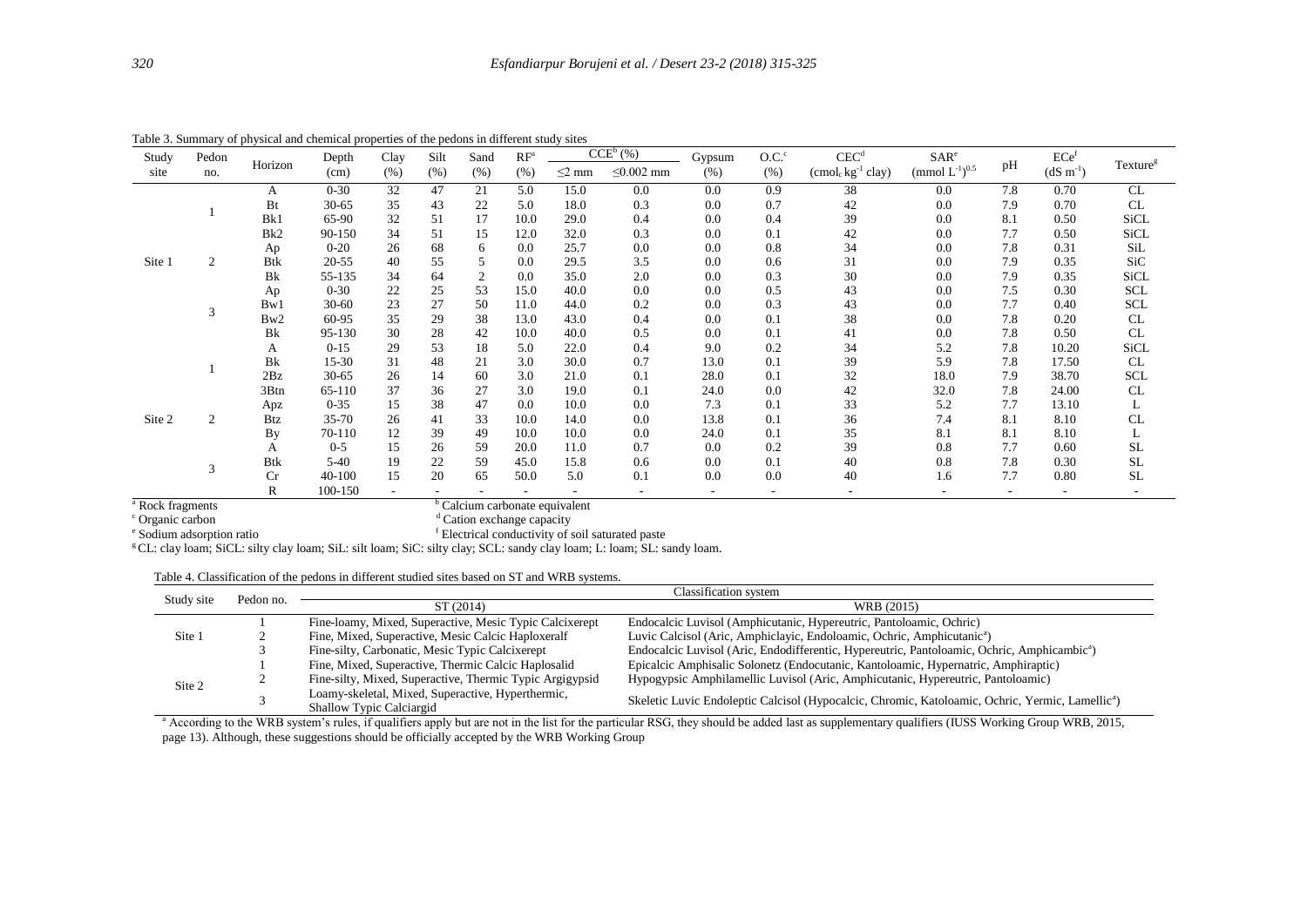Table 3. Summary of physical and chemical properties of the pedons in different study sites

| Study site | Pedon no. | Horizon | Depth (cm) | Clay (%) | Silt (%) | Sand (%) | RF[a] (%) | CCE[b] (%) | | Gypsum (%) | O.C.[c] (%) | CEC[d] ($cmol_c\ kg^{-1}$ clay) | SAR[e] ($(mmol\ L^{-1})^{0.5}$) | pH | ECe[f] ($dS\ m^{-1}$) | Texture[g] |
|---|---|---|---|---|---|---|---|---|---|---|---|---|---|---|---|---|
| | | | | | | | | ≤2 mm | ≤0.002 mm | | | | | | | |
| Site 1 | 1 | A | 0-30 | 32 | 47 | 21 | 5.0 | 15.0 | 0.0 | 0.0 | 0.9 | 38 | 0.0 | 7.8 | 0.70 | CL |
| | | Bt | 30-65 | 35 | 43 | 22 | 5.0 | 18.0 | 0.3 | 0.0 | 0.7 | 42 | 0.0 | 7.9 | 0.70 | CL |
| | | Bk1 | 65-90 | 32 | 51 | 17 | 10.0 | 29.0 | 0.4 | 0.0 | 0.4 | 39 | 0.0 | 8.1 | 0.50 | SiCL |
| | | Bk2 | 90-150 | 34 | 51 | 15 | 12.0 | 32.0 | 0.3 | 0.0 | 0.1 | 42 | 0.0 | 7.7 | 0.50 | SiCL |
| | 2 | Ap | 0-20 | 26 | 68 | 6 | 0.0 | 25.7 | 0.0 | 0.0 | 0.8 | 34 | 0.0 | 7.8 | 0.31 | SiL |
| | | Btk | 20-55 | 40 | 55 | 5 | 0.0 | 29.5 | 3.5 | 0.0 | 0.6 | 31 | 0.0 | 7.9 | 0.35 | SiC |
| | | Bk | 55-135 | 34 | 64 | 2 | 0.0 | 35.0 | 2.0 | 0.0 | 0.3 | 30 | 0.0 | 7.9 | 0.35 | SiCL |
| | 3 | Ap | 0-30 | 22 | 25 | 53 | 15.0 | 40.0 | 0.0 | 0.0 | 0.5 | 43 | 0.0 | 7.5 | 0.30 | SCL |
| | | Bw1 | 30-60 | 23 | 27 | 50 | 11.0 | 44.0 | 0.2 | 0.0 | 0.3 | 43 | 0.0 | 7.7 | 0.40 | SCL |
| | | Bw2 | 60-95 | 35 | 29 | 38 | 13.0 | 43.0 | 0.4 | 0.0 | 0.1 | 38 | 0.0 | 7.8 | 0.20 | CL |
| | | Bk | 95-130 | 30 | 28 | 42 | 10.0 | 40.0 | 0.5 | 0.0 | 0.1 | 41 | 0.0 | 7.8 | 0.50 | CL |
| Site 2 | 1 | A | 0-15 | 29 | 53 | 18 | 5.0 | 22.0 | 0.4 | 9.0 | 0.2 | 34 | 5.2 | 7.8 | 10.20 | SiCL |
| | | Bk | 15-30 | 31 | 48 | 21 | 3.0 | 30.0 | 0.7 | 13.0 | 0.1 | 39 | 5.9 | 7.8 | 17.50 | CL |
| | | 2Bz | 30-65 | 26 | 14 | 60 | 3.0 | 21.0 | 0.1 | 28.0 | 0.1 | 32 | 18.0 | 7.9 | 38.70 | SCL |
| | | 3Btn | 65-110 | 37 | 36 | 27 | 3.0 | 19.0 | 0.1 | 24.0 | 0.0 | 42 | 32.0 | 7.8 | 24.00 | CL |
| | 2 | Apz | 0-35 | 15 | 38 | 47 | 0.0 | 10.0 | 0.0 | 7.3 | 0.1 | 33 | 5.2 | 7.7 | 13.10 | L |
| | | Btz | 35-70 | 26 | 41 | 33 | 10.0 | 14.0 | 0.0 | 13.8 | 0.1 | 36 | 7.4 | 8.1 | 8.10 | CL |
| | | By | 70-110 | 12 | 39 | 49 | 10.0 | 10.0 | 0.0 | 24.0 | 0.1 | 35 | 8.1 | 8.1 | 8.10 | L |
| | 3 | A | 0-5 | 15 | 26 | 59 | 20.0 | 11.0 | 0.7 | 0.0 | 0.2 | 39 | 0.8 | 7.7 | 0.60 | SL |
| | | Btk | 5-40 | 19 | 22 | 59 | 45.0 | 15.8 | 0.6 | 0.0 | 0.1 | 40 | 0.8 | 7.8 | 0.30 | SL |
| | | Cr | 40-100 | 15 | 20 | 65 | 50.0 | 5.0 | 0.1 | 0.0 | 0.0 | 40 | 1.6 | 7.7 | 0.80 | SL |
| | | R | 100-150 | - | - | - | - | - | - | - | - | - | - | - | - | - |

[a] Rock fragments [b] Calcium carbonate equivalent
[c] Organic carbon [d] Cation exchange capacity
[e] Sodium adsorption ratio [f] Electrical conductivity of soil saturated paste
[g] CL: clay loam; SiCL: silty clay loam; SiL: silt loam; SiC: silty clay; SCL: sandy clay loam; L: loam; SL: sandy loam.

Table 4. Classification of the pedons in different studied sites based on ST and WRB systems.

| Study site | Pedon no. | Classification system | |
|---|---|---|---|
| | | ST (2014) | WRB (2015) |
| Site 1 | 1 | Fine-loamy, Mixed, Superactive, Mesic Typic Calcixerept | Endocalcic Luvisol (Amphicutanic, Hypereutric, Pantoloamic, Ochric) |
| | 2 | Fine, Mixed, Superactive, Mesic Calcic Haploxeralf | Luvic Calcisol (Aric, Amphiclayic, Endoloamic, Ochric, Amphicutanic[a]) |
| | 3 | Fine-silty, Carbonatic, Mesic Typic Calcixerept | Endocalcic Luvisol (Aric, Endodifferentic, Hypereutric, Pantoloamic, Ochric, Amphicambic[a]) |
| Site 2 | 1 | Fine, Mixed, Superactive, Thermic Calcic Haplosalid | Epicalcic Amphisalic Solonetz (Endocutanic, Kantoloamic, Hypernatric, Amphiraptic) |
| | 2 | Fine-silty, Mixed, Superactive, Thermic Typic Argigypsid | Hypogypsic Amphilamellic Luvisol (Aric, Amphicutanic, Hypereutric, Pantoloamic) |
| | 3 | Loamy-skeletal, Mixed, Superactive, Hyperthermic, Shallow Typic Calciargid | Skeletic Luvic Endoleptic Calcisol (Hypocalcic, Chromic, Katoloamic, Ochric, Yermic, Lamellic[a]) |

[a] According to the WRB system's rules, if qualifiers apply but are not in the list for the particular RSG, they should be added last as supplementary qualifiers (IUSS Working Group WRB, 2015, page 13). Although, these suggestions should be officially accepted by the WRB Working Group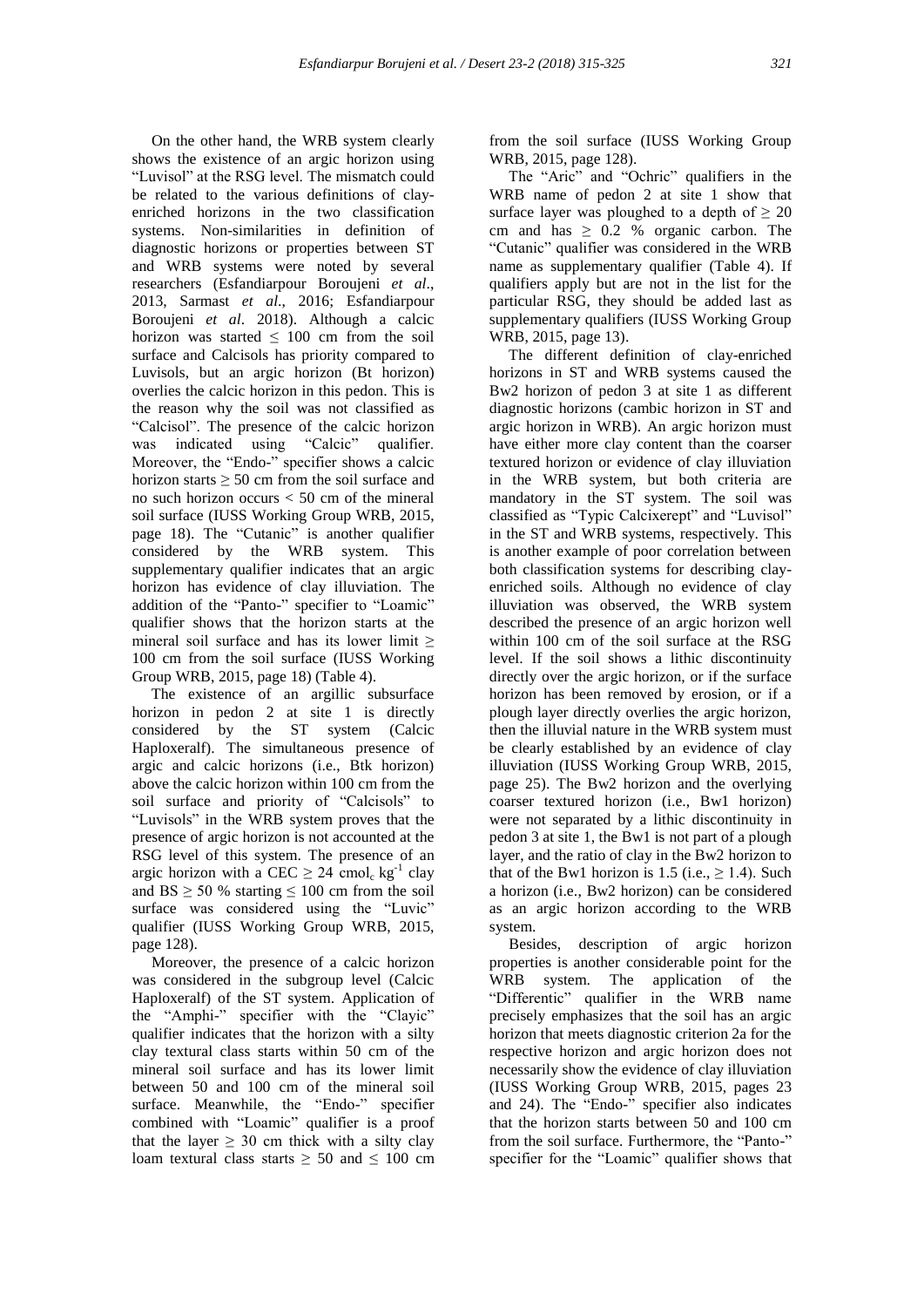On the other hand, the WRB system clearly shows the existence of an argic horizon using "Luvisol" at the RSG level. The mismatch could be related to the various definitions of clay-enriched horizons in the two classification systems. Non-similarities in definition of diagnostic horizons or properties between ST and WRB systems were noted by several researchers (Esfandiarpour Boroujeni *et al*., 2013, Sarmast *et al.*, 2016; Esfandiarpour Boroujeni *et al*. 2018). Although a calcic horizon was started ≤ 100 cm from the soil surface and Calcisols has priority compared to Luvisols, but an argic horizon (Bt horizon) overlies the calcic horizon in this pedon. This is the reason why the soil was not classified as "Calcisol". The presence of the calcic horizon was indicated using "Calcic" qualifier. Moreover, the "Endo-" specifier shows a calcic horizon starts ≥ 50 cm from the soil surface and no such horizon occurs < 50 cm of the mineral soil surface (IUSS Working Group WRB, 2015, page 18). The "Cutanic" is another qualifier considered by the WRB system. This supplementary qualifier indicates that an argic horizon has evidence of clay illuviation. The addition of the "Panto-" specifier to "Loamic" qualifier shows that the horizon starts at the mineral soil surface and has its lower limit ≥ 100 cm from the soil surface (IUSS Working Group WRB, 2015, page 18) (Table 4).

The existence of an argillic subsurface horizon in pedon 2 at site 1 is directly considered by the ST system (Calcic Haploxeralf). The simultaneous presence of argic and calcic horizons (i.e., Btk horizon) above the calcic horizon within 100 cm from the soil surface and priority of "Calcisols" to "Luvisols" in the WRB system proves that the presence of argic horizon is not accounted at the RSG level of this system. The presence of an argic horizon with a CEC ≥ 24 $cmol_c$ $kg^{-1}$ clay and BS ≥ 50 % starting ≤ 100 cm from the soil surface was considered using the "Luvic" qualifier (IUSS Working Group WRB, 2015, page 128).

Moreover, the presence of a calcic horizon was considered in the subgroup level (Calcic Haploxeralf) of the ST system. Application of the "Amphi-" specifier with the "Clayic" qualifier indicates that the horizon with a silty clay textural class starts within 50 cm of the mineral soil surface and has its lower limit between 50 and 100 cm of the mineral soil surface. Meanwhile, the "Endo-" specifier combined with "Loamic" qualifier is a proof that the layer ≥ 30 cm thick with a silty clay loam textural class starts ≥ 50 and ≤ 100 cm from the soil surface (IUSS Working Group WRB, 2015, page 128).

The "Aric" and "Ochric" qualifiers in the WRB name of pedon 2 at site 1 show that surface layer was ploughed to a depth of ≥ 20 cm and has ≥ 0.2 % organic carbon. The "Cutanic" qualifier was considered in the WRB name as supplementary qualifier (Table 4). If qualifiers apply but are not in the list for the particular RSG, they should be added last as supplementary qualifiers (IUSS Working Group WRB, 2015, page 13).

The different definition of clay-enriched horizons in ST and WRB systems caused the Bw2 horizon of pedon 3 at site 1 as different diagnostic horizons (cambic horizon in ST and argic horizon in WRB). An argic horizon must have either more clay content than the coarser textured horizon or evidence of clay illuviation in the WRB system, but both criteria are mandatory in the ST system. The soil was classified as "Typic Calcixerept" and "Luvisol" in the ST and WRB systems, respectively. This is another example of poor correlation between both classification systems for describing clay-enriched soils. Although no evidence of clay illuviation was observed, the WRB system described the presence of an argic horizon well within 100 cm of the soil surface at the RSG level. If the soil shows a lithic discontinuity directly over the argic horizon, or if the surface horizon has been removed by erosion, or if a plough layer directly overlies the argic horizon, then the illuvial nature in the WRB system must be clearly established by an evidence of clay illuviation (IUSS Working Group WRB, 2015, page 25). The Bw2 horizon and the overlying coarser textured horizon (i.e., Bw1 horizon) were not separated by a lithic discontinuity in pedon 3 at site 1, the Bw1 is not part of a plough layer, and the ratio of clay in the Bw2 horizon to that of the Bw1 horizon is 1.5 (i.e., ≥ 1.4). Such a horizon (i.e., Bw2 horizon) can be considered as an argic horizon according to the WRB system.

Besides, description of argic horizon properties is another considerable point for the WRB system. The application of the "Differentic" qualifier in the WRB name precisely emphasizes that the soil has an argic horizon that meets diagnostic criterion 2a for the respective horizon and argic horizon does not necessarily show the evidence of clay illuviation (IUSS Working Group WRB, 2015, pages 23 and 24). The "Endo-" specifier also indicates that the horizon starts between 50 and 100 cm from the soil surface. Furthermore, the "Panto-" specifier for the "Loamic" qualifier shows that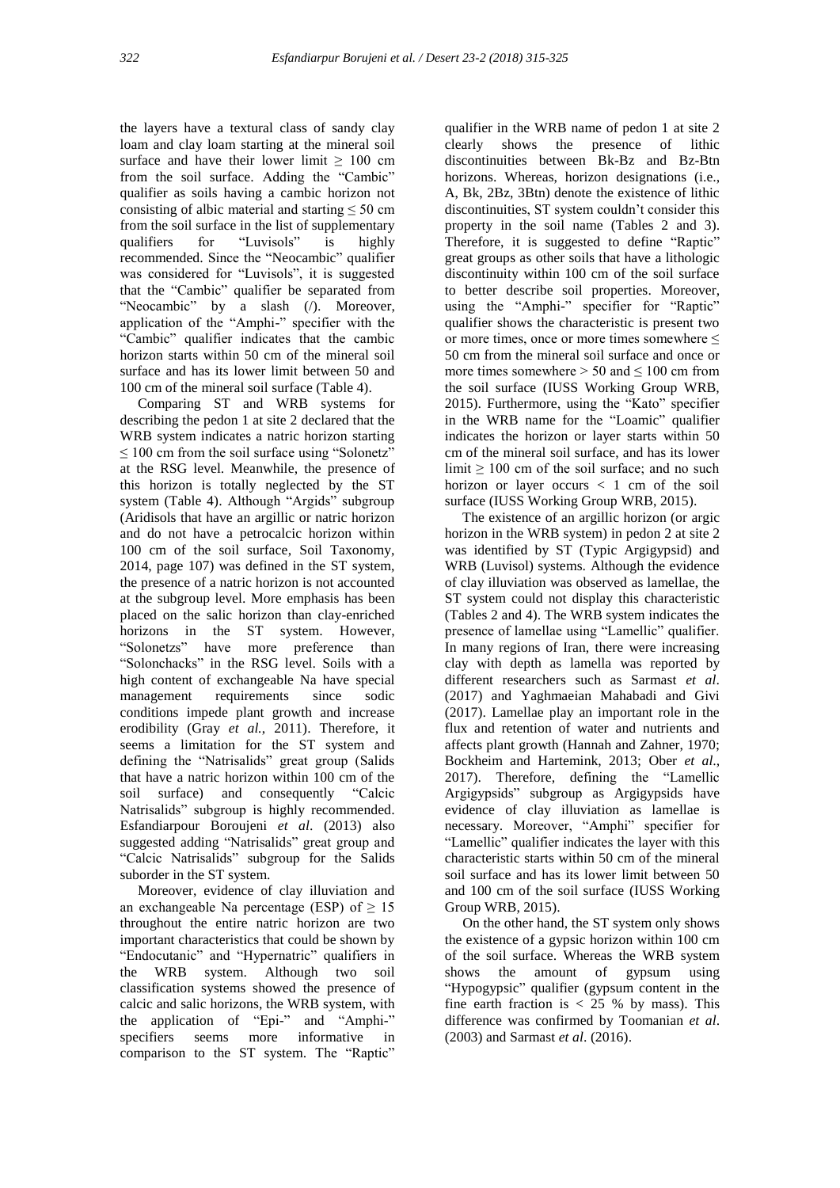the layers have a textural class of sandy clay loam and clay loam starting at the mineral soil surface and have their lower limit ≥ 100 cm from the soil surface. Adding the "Cambic" qualifier as soils having a cambic horizon not consisting of albic material and starting ≤ 50 cm from the soil surface in the list of supplementary qualifiers for "Luvisols" is highly recommended. Since the "Neocambic" qualifier was considered for "Luvisols", it is suggested that the "Cambic" qualifier be separated from "Neocambic" by a slash (/). Moreover, application of the "Amphi-" specifier with the "Cambic" qualifier indicates that the cambic horizon starts within 50 cm of the mineral soil surface and has its lower limit between 50 and 100 cm of the mineral soil surface (Table 4).

Comparing ST and WRB systems for describing the pedon 1 at site 2 declared that the WRB system indicates a natric horizon starting ≤ 100 cm from the soil surface using "Solonetz" at the RSG level. Meanwhile, the presence of this horizon is totally neglected by the ST system (Table 4). Although "Argids" subgroup (Aridisols that have an argillic or natric horizon and do not have a petrocalcic horizon within 100 cm of the soil surface, Soil Taxonomy, 2014, page 107) was defined in the ST system, the presence of a natric horizon is not accounted at the subgroup level. More emphasis has been placed on the salic horizon than clay-enriched horizons in the ST system. However, "Solonetzs" have more preference than "Solonchacks" in the RSG level. Soils with a high content of exchangeable Na have special management requirements since sodic conditions impede plant growth and increase erodibility (Gray *et al.*, 2011). Therefore, it seems a limitation for the ST system and defining the "Natrisalids" great group (Salids that have a natric horizon within 100 cm of the soil surface) and consequently "Calcic Natrisalids" subgroup is highly recommended. Esfandiarpour Boroujeni *et al*. (2013) also suggested adding "Natrisalids" great group and "Calcic Natrisalids" subgroup for the Salids suborder in the ST system.

Moreover, evidence of clay illuviation and an exchangeable Na percentage (ESP) of ≥ 15 throughout the entire natric horizon are two important characteristics that could be shown by "Endocutanic" and "Hypernatric" qualifiers in the WRB system. Although two soil classification systems showed the presence of calcic and salic horizons, the WRB system, with the application of "Epi-" and "Amphi-" specifiers seems more informative in comparison to the ST system. The "Raptic" qualifier in the WRB name of pedon 1 at site 2 clearly shows the presence of lithic discontinuities between Bk-Bz and Bz-Btn horizons. Whereas, horizon designations (i.e., A, Bk, 2Bz, 3Btn) denote the existence of lithic discontinuities, ST system couldn't consider this property in the soil name (Tables 2 and 3). Therefore, it is suggested to define "Raptic" great groups as other soils that have a lithologic discontinuity within 100 cm of the soil surface to better describe soil properties. Moreover, using the "Amphi-" specifier for "Raptic" qualifier shows the characteristic is present two or more times, once or more times somewhere ≤ 50 cm from the mineral soil surface and once or more times somewhere > 50 and ≤ 100 cm from the soil surface (IUSS Working Group WRB, 2015). Furthermore, using the "Kato" specifier in the WRB name for the "Loamic" qualifier indicates the horizon or layer starts within 50 cm of the mineral soil surface, and has its lower limit ≥ 100 cm of the soil surface; and no such horizon or layer occurs < 1 cm of the soil surface (IUSS Working Group WRB, 2015).

The existence of an argillic horizon (or argic horizon in the WRB system) in pedon 2 at site 2 was identified by ST (Typic Argigypsid) and WRB (Luvisol) systems. Although the evidence of clay illuviation was observed as lamellae, the ST system could not display this characteristic (Tables 2 and 4). The WRB system indicates the presence of lamellae using "Lamellic" qualifier. In many regions of Iran, there were increasing clay with depth as lamella was reported by different researchers such as Sarmast *et al*. (2017) and Yaghmaeian Mahabadi and Givi (2017). Lamellae play an important role in the flux and retention of water and nutrients and affects plant growth (Hannah and Zahner, 1970; Bockheim and Hartemink, 2013; Ober *et al*., 2017). Therefore, defining the "Lamellic Argigypsids" subgroup as Argigypsids have evidence of clay illuviation as lamellae is necessary. Moreover, "Amphi" specifier for "Lamellic" qualifier indicates the layer with this characteristic starts within 50 cm of the mineral soil surface and has its lower limit between 50 and 100 cm of the soil surface (IUSS Working Group WRB, 2015).

On the other hand, the ST system only shows the existence of a gypsic horizon within 100 cm of the soil surface. Whereas the WRB system shows the amount of gypsum using "Hypogypsic" qualifier (gypsum content in the fine earth fraction is < 25 % by mass). This difference was confirmed by Toomanian *et al*. (2003) and Sarmast *et al*. (2016).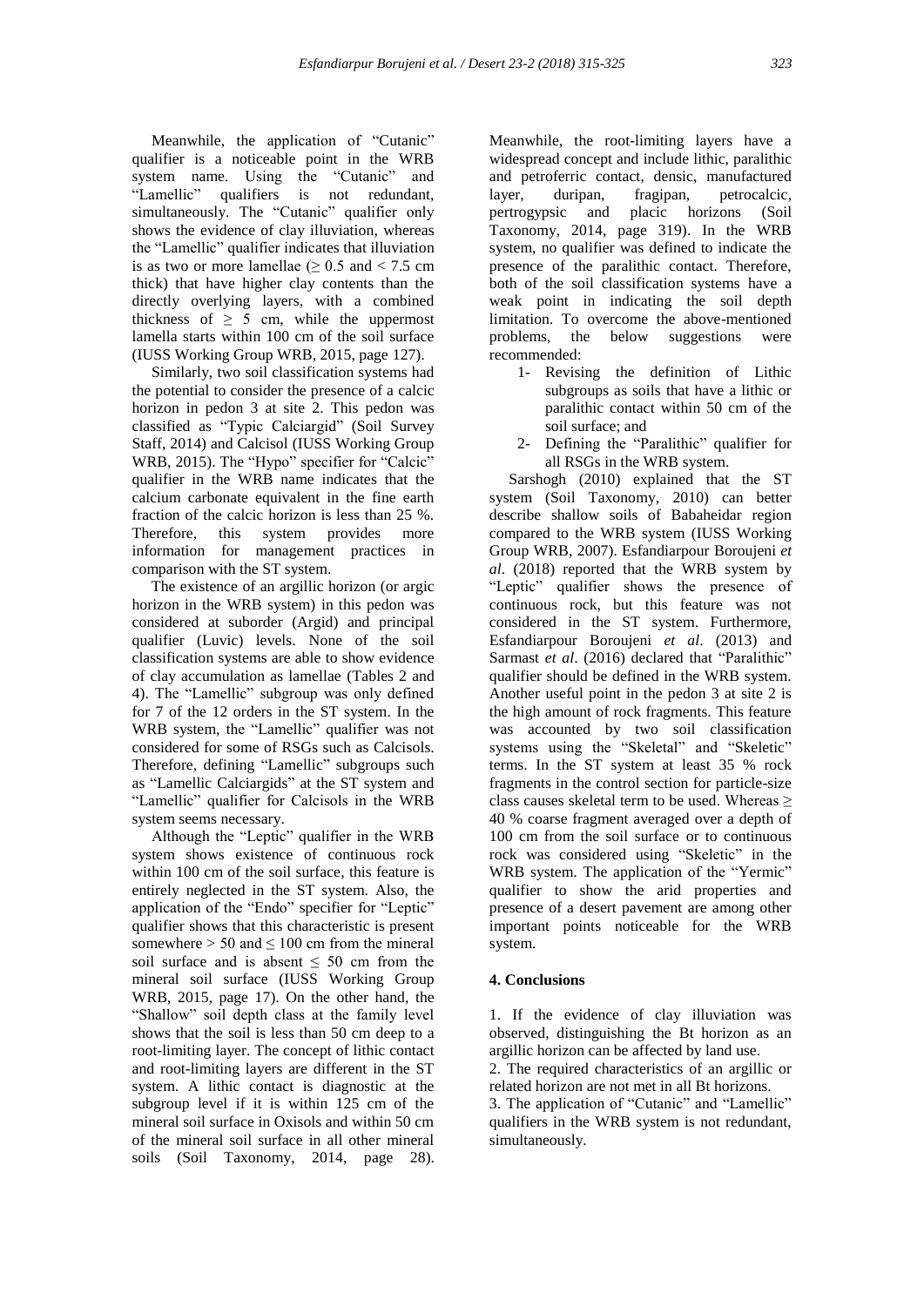Meanwhile, the application of "Cutanic" qualifier is a noticeable point in the WRB system name. Using the "Cutanic" and "Lamellic" qualifiers is not redundant, simultaneously. The "Cutanic" qualifier only shows the evidence of clay illuviation, whereas the "Lamellic" qualifier indicates that illuviation is as two or more lamellae ($\geq$ 0.5 and < 7.5 cm thick) that have higher clay contents than the directly overlying layers, with a combined thickness of $\geq$ 5 cm, while the uppermost lamella starts within 100 cm of the soil surface (IUSS Working Group WRB, 2015, page 127).

Similarly, two soil classification systems had the potential to consider the presence of a calcic horizon in pedon 3 at site 2. This pedon was classified as "Typic Calciargid" (Soil Survey Staff, 2014) and Calcisol (IUSS Working Group WRB, 2015). The "Hypo" specifier for "Calcic" qualifier in the WRB name indicates that the calcium carbonate equivalent in the fine earth fraction of the calcic horizon is less than 25 %. Therefore, this system provides more information for management practices in comparison with the ST system.

The existence of an argillic horizon (or argic horizon in the WRB system) in this pedon was considered at suborder (Argid) and principal qualifier (Luvic) levels. None of the soil classification systems are able to show evidence of clay accumulation as lamellae (Tables 2 and 4). The "Lamellic" subgroup was only defined for 7 of the 12 orders in the ST system. In the WRB system, the "Lamellic" qualifier was not considered for some of RSGs such as Calcisols. Therefore, defining "Lamellic" subgroups such as "Lamellic Calciargids" at the ST system and "Lamellic" qualifier for Calcisols in the WRB system seems necessary.

Although the "Leptic" qualifier in the WRB system shows existence of continuous rock within 100 cm of the soil surface, this feature is entirely neglected in the ST system. Also, the application of the "Endo" specifier for "Leptic" qualifier shows that this characteristic is present somewhere > 50 and $\leq$ 100 cm from the mineral soil surface and is absent $\leq$ 50 cm from the mineral soil surface (IUSS Working Group WRB, 2015, page 17). On the other hand, the "Shallow" soil depth class at the family level shows that the soil is less than 50 cm deep to a root-limiting layer. The concept of lithic contact and root-limiting layers are different in the ST system. A lithic contact is diagnostic at the subgroup level if it is within 125 cm of the mineral soil surface in Oxisols and within 50 cm of the mineral soil surface in all other mineral soils (Soil Taxonomy, 2014, page 28). Meanwhile, the root-limiting layers have a widespread concept and include lithic, paralithic and petroferric contact, densic, manufactured layer, duripan, fragipan, petrocalcic, pertrogypsic and placic horizons (Soil Taxonomy, 2014, page 319). In the WRB system, no qualifier was defined to indicate the presence of the paralithic contact. Therefore, both of the soil classification systems have a weak point in indicating the soil depth limitation. To overcome the above-mentioned problems, the below suggestions were recommended:

1- Revising the definition of Lithic subgroups as soils that have a lithic or paralithic contact within 50 cm of the soil surface; and
2- Defining the "Paralithic" qualifier for all RSGs in the WRB system.

Sarshogh (2010) explained that the ST system (Soil Taxonomy, 2010) can better describe shallow soils of Babaheidar region compared to the WRB system (IUSS Working Group WRB, 2007). Esfandiarpour Boroujeni *et al*. (2018) reported that the WRB system by "Leptic" qualifier shows the presence of continuous rock, but this feature was not considered in the ST system. Furthermore, Esfandiarpour Boroujeni *et al*. (2013) and Sarmast *et al*. (2016) declared that "Paralithic" qualifier should be defined in the WRB system. Another useful point in the pedon 3 at site 2 is the high amount of rock fragments. This feature was accounted by two soil classification systems using the "Skeletal" and "Skeletic" terms. In the ST system at least 35 % rock fragments in the control section for particle-size class causes skeletal term to be used. Whereas $\geq$ 40 % coarse fragment averaged over a depth of 100 cm from the soil surface or to continuous rock was considered using "Skeletic" in the WRB system. The application of the "Yermic" qualifier to show the arid properties and presence of a desert pavement are among other important points noticeable for the WRB system.

## 4. Conclusions

1. If the evidence of clay illuviation was observed, distinguishing the Bt horizon as an argillic horizon can be affected by land use.
2. The required characteristics of an argillic or related horizon are not met in all Bt horizons.
3. The application of "Cutanic" and "Lamellic" qualifiers in the WRB system is not redundant, simultaneously.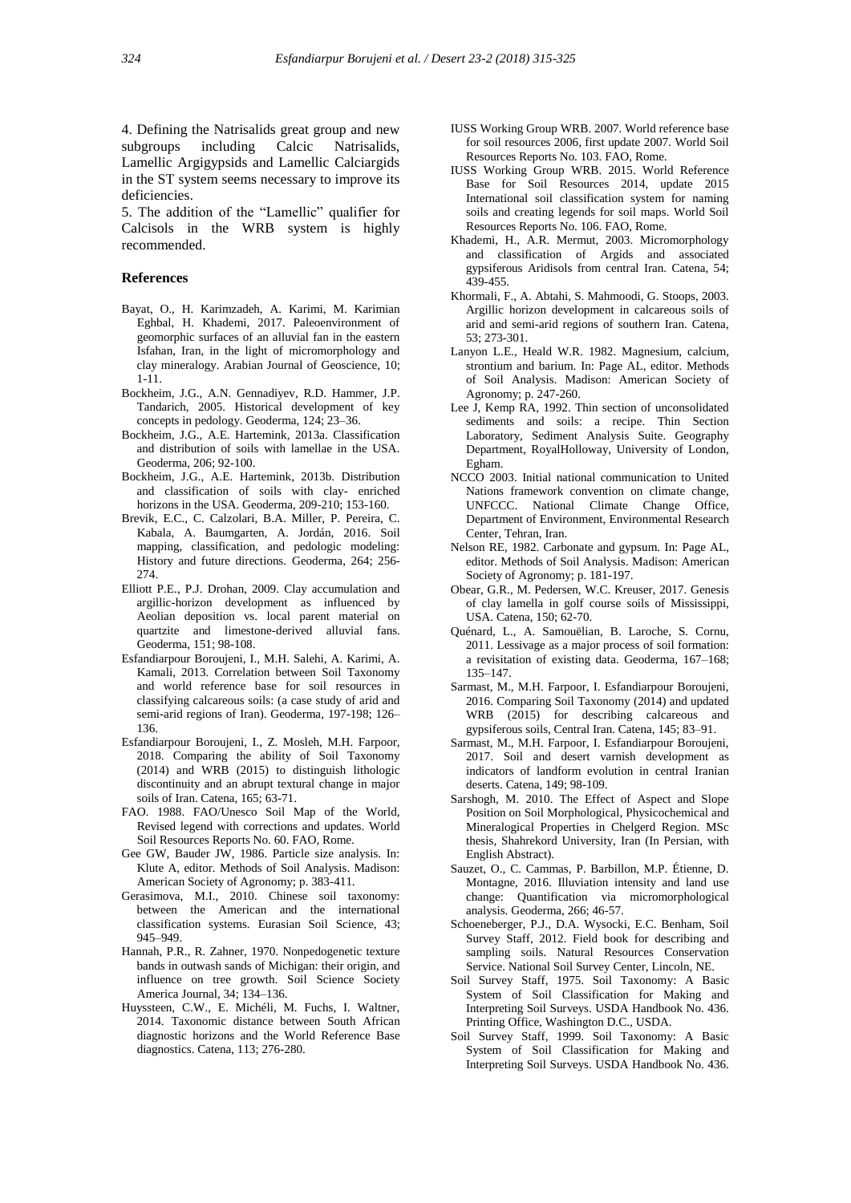4. Defining the Natrisalids great group and new subgroups including Calcic Natrisalids, Lamellic Argigypsids and Lamellic Calciargids in the ST system seems necessary to improve its deficiencies.

5. The addition of the "Lamellic" qualifier for Calcisols in the WRB system is highly recommended.

### References

Bayat, O., H. Karimzadeh, A. Karimi, M. Karimian Eghbal, H. Khademi, 2017. Paleoenvironment of geomorphic surfaces of an alluvial fan in the eastern Isfahan, Iran, in the light of micromorphology and clay mineralogy. Arabian Journal of Geoscience, 10; 1-11.

Bockheim, J.G., A.N. Gennadiyev, R.D. Hammer, J.P. Tandarich, 2005. Historical development of key concepts in pedology. Geoderma, 124; 23–36.

Bockheim, J.G., A.E. Hartemink, 2013a. Classification and distribution of soils with lamellae in the USA. Geoderma, 206; 92-100.

Bockheim, J.G., A.E. Hartemink, 2013b. Distribution and classification of soils with clay- enriched horizons in the USA. Geoderma, 209-210; 153-160.

Brevik, E.C., C. Calzolari, B.A. Miller, P. Pereira, C. Kabala, A. Baumgarten, A. Jordán, 2016. Soil mapping, classification, and pedologic modeling: History and future directions. Geoderma, 264; 256-274.

Elliott P.E., P.J. Drohan, 2009. Clay accumulation and argillic-horizon development as influenced by Aeolian deposition vs. local parent material on quartzite and limestone-derived alluvial fans. Geoderma, 151; 98-108.

Esfandiarpour Boroujeni, I., M.H. Salehi, A. Karimi, A. Kamali, 2013. Correlation between Soil Taxonomy and world reference base for soil resources in classifying calcareous soils: (a case study of arid and semi-arid regions of Iran). Geoderma, 197-198; 126–136.

Esfandiarpour Boroujeni, I., Z. Mosleh, M.H. Farpoor, 2018. Comparing the ability of Soil Taxonomy (2014) and WRB (2015) to distinguish lithologic discontinuity and an abrupt textural change in major soils of Iran. Catena, 165; 63-71.

FAO. 1988. FAO/Unesco Soil Map of the World, Revised legend with corrections and updates. World Soil Resources Reports No. 60. FAO, Rome.

Gee GW, Bauder JW, 1986. Particle size analysis. In: Klute A, editor. Methods of Soil Analysis. Madison: American Society of Agronomy; p. 383-411.

Gerasimova, M.I., 2010. Chinese soil taxonomy: between the American and the international classification systems. Eurasian Soil Science, 43; 945–949.

Hannah, P.R., R. Zahner, 1970. Nonpedogenetic texture bands in outwash sands of Michigan: their origin, and influence on tree growth. Soil Science Society America Journal, 34; 134–136.

Huyssteen, C.W., E. Michéli, M. Fuchs, I. Waltner, 2014. Taxonomic distance between South African diagnostic horizons and the World Reference Base diagnostics. Catena, 113; 276-280.

IUSS Working Group WRB. 2007. World reference base for soil resources 2006, first update 2007. World Soil Resources Reports No. 103. FAO, Rome.

IUSS Working Group WRB. 2015. World Reference Base for Soil Resources 2014, update 2015 International soil classification system for naming soils and creating legends for soil maps. World Soil Resources Reports No. 106. FAO, Rome.

Khademi, H., A.R. Mermut, 2003. Micromorphology and classification of Argids and associated gypsiferous Aridisols from central Iran. Catena, 54; 439-455.

Khormali, F., A. Abtahi, S. Mahmoodi, G. Stoops, 2003. Argillic horizon development in calcareous soils of arid and semi-arid regions of southern Iran. Catena, 53; 273-301.

Lanyon L.E., Heald W.R. 1982. Magnesium, calcium, strontium and barium. In: Page AL, editor. Methods of Soil Analysis. Madison: American Society of Agronomy; p. 247-260.

Lee J, Kemp RA, 1992. Thin section of unconsolidated sediments and soils: a recipe. Thin Section Laboratory, Sediment Analysis Suite. Geography Department, RoyalHolloway, University of London, Egham.

NCCO 2003. Initial national communication to United Nations framework convention on climate change, UNFCCC. National Climate Change Office, Department of Environment, Environmental Research Center, Tehran, Iran.

Nelson RE, 1982. Carbonate and gypsum. In: Page AL, editor. Methods of Soil Analysis. Madison: American Society of Agronomy; p. 181-197.

Obear, G.R., M. Pedersen, W.C. Kreuser, 2017. Genesis of clay lamella in golf course soils of Mississippi, USA. Catena, 150; 62-70.

Quénard, L., A. Samouëlian, B. Laroche, S. Cornu, 2011. Lessivage as a major process of soil formation: a revisitation of existing data. Geoderma, 167–168; 135–147.

Sarmast, M., M.H. Farpoor, I. Esfandiarpour Boroujeni, 2016. Comparing Soil Taxonomy (2014) and updated WRB (2015) for describing calcareous and gypsiferous soils, Central Iran. Catena, 145; 83–91.

Sarmast, M., M.H. Farpoor, I. Esfandiarpour Boroujeni, 2017. Soil and desert varnish development as indicators of landform evolution in central Iranian deserts. Catena, 149; 98-109.

Sarshogh, M. 2010. The Effect of Aspect and Slope Position on Soil Morphological, Physicochemical and Mineralogical Properties in Chelgerd Region. MSc thesis, Shahrekord University, Iran (In Persian, with English Abstract).

Sauzet, O., C. Cammas, P. Barbillon, M.P. Étienne, D. Montagne, 2016. Illuviation intensity and land use change: Quantification via micromorphological analysis. Geoderma, 266; 46-57.

Schoeneberger, P.J., D.A. Wysocki, E.C. Benham, Soil Survey Staff, 2012. Field book for describing and sampling soils. Natural Resources Conservation Service. National Soil Survey Center, Lincoln, NE.

Soil Survey Staff, 1975. Soil Taxonomy: A Basic System of Soil Classification for Making and Interpreting Soil Surveys. USDA Handbook No. 436. Printing Office, Washington D.C., USDA.

Soil Survey Staff, 1999. Soil Taxonomy: A Basic System of Soil Classification for Making and Interpreting Soil Surveys. USDA Handbook No. 436.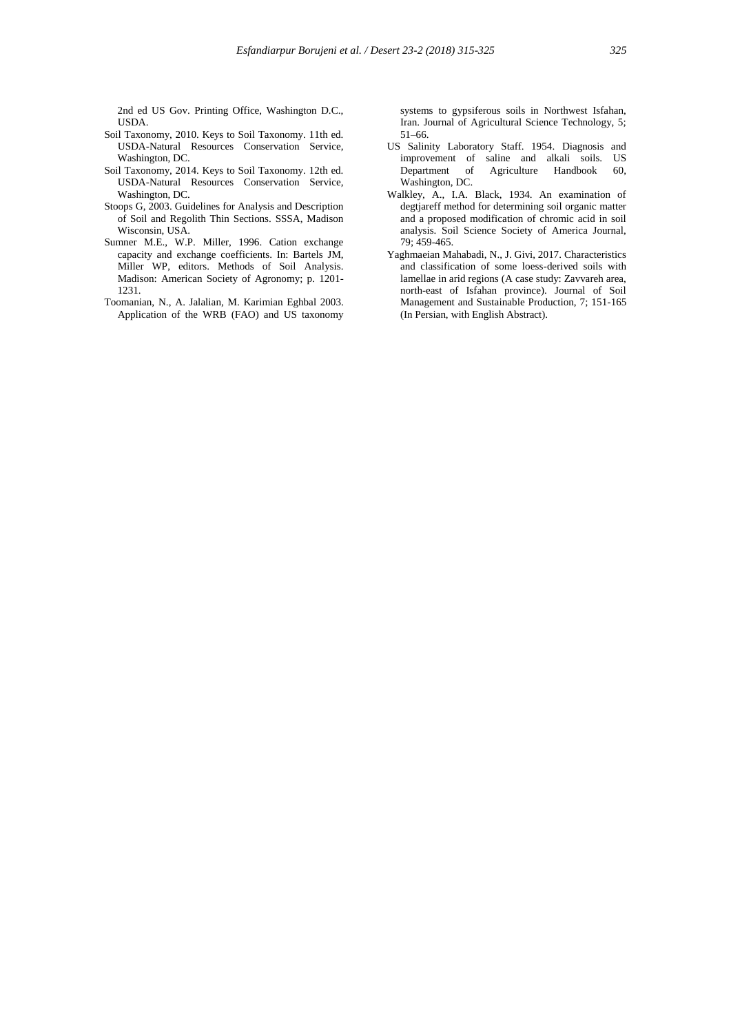2nd ed US Gov. Printing Office, Washington D.C., USDA.

Soil Taxonomy, 2010. Keys to Soil Taxonomy. 11th ed. USDA-Natural Resources Conservation Service, Washington, DC.

Soil Taxonomy, 2014. Keys to Soil Taxonomy. 12th ed. USDA-Natural Resources Conservation Service, Washington, DC.

Stoops G, 2003. Guidelines for Analysis and Description of Soil and Regolith Thin Sections. SSSA, Madison Wisconsin, USA.

Sumner M.E., W.P. Miller, 1996. Cation exchange capacity and exchange coefficients. In: Bartels JM, Miller WP, editors. Methods of Soil Analysis. Madison: American Society of Agronomy; p. 1201-1231.

Toomanian, N., A. Jalalian, M. Karimian Eghbal 2003. Application of the WRB (FAO) and US taxonomy systems to gypsiferous soils in Northwest Isfahan, Iran. Journal of Agricultural Science Technology, 5; 51–66.

US Salinity Laboratory Staff. 1954. Diagnosis and improvement of saline and alkali soils. US Department of Agriculture Handbook 60, Washington, DC.

Walkley, A., I.A. Black, 1934. An examination of degtjareff method for determining soil organic matter and a proposed modification of chromic acid in soil analysis. Soil Science Society of America Journal, 79; 459-465.

Yaghmaeian Mahabadi, N., J. Givi, 2017. Characteristics and classification of some loess-derived soils with lamellae in arid regions (A case study: Zavvareh area, north-east of Isfahan province). Journal of Soil Management and Sustainable Production, 7; 151-165 (In Persian, with English Abstract).